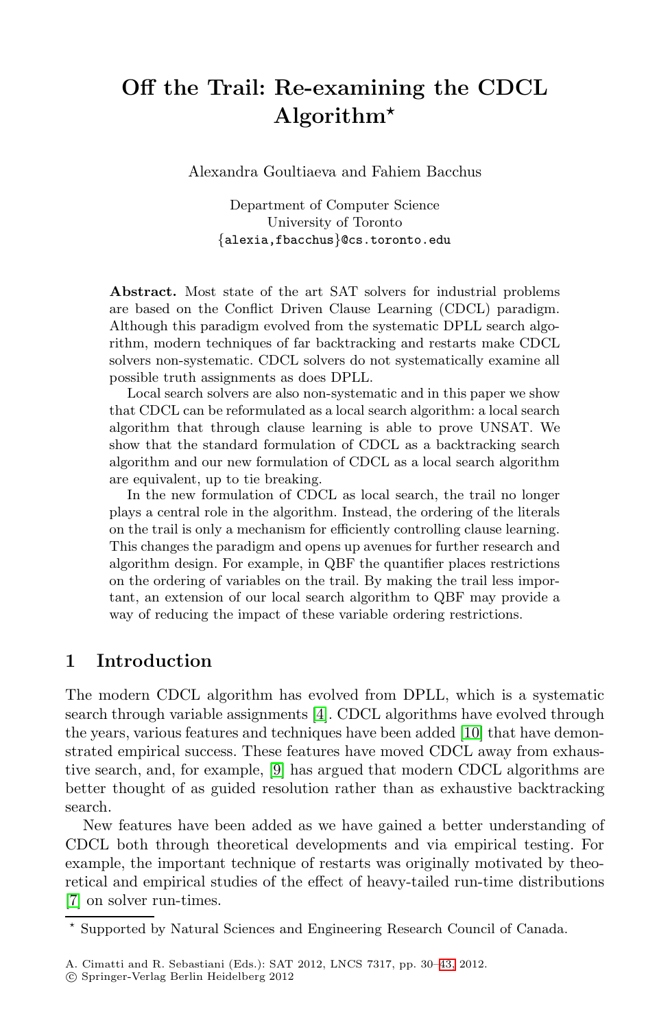# Off the Trail: Re-examining the CDCL Algorithm*

Alexandra Goultiaeva and Fahiem Bacchus

Department of Computer Science
University of Toronto
{alexia,fbacchus}@cs.toronto.edu

**Abstract.** Most state of the art SAT solvers for industrial problems are based on the Conflict Driven Clause Learning (CDCL) paradigm. Although this paradigm evolved from the systematic DPLL search algorithm, modern techniques of far backtracking and restarts make CDCL solvers non-systematic. CDCL solvers do not systematically examine all possible truth assignments as does DPLL.

Local search solvers are also non-systematic and in this paper we show that CDCL can be reformulated as a local search algorithm: a local search algorithm that through clause learning is able to prove UNSAT. We show that the standard formulation of CDCL as a backtracking search algorithm and our new formulation of CDCL as a local search algorithm are equivalent, up to tie breaking.

In the new formulation of CDCL as local search, the trail no longer plays a central role in the algorithm. Instead, the ordering of the literals on the trail is only a mechanism for efficiently controlling clause learning. This changes the paradigm and opens up avenues for further research and algorithm design. For example, in QBF the quantifier places restrictions on the ordering of variables on the trail. By making the trail less important, an extension of our local search algorithm to QBF may provide a way of reducing the impact of these variable ordering restrictions.

## 1 Introduction

The modern CDCL algorithm has evolved from DPLL, which is a systematic search through variable assignments [4]. CDCL algorithms have evolved through the years, various features and techniques have been added [10] that have demonstrated empirical success. These features have moved CDCL away from exhaustive search, and, for example, [9] has argued that modern CDCL algorithms are better thought of as guided resolution rather than as exhaustive backtracking search.

New features have been added as we have gained a better understanding of CDCL both through theoretical developments and via empirical testing. For example, the important technique of restarts was originally motivated by theoretical and empirical studies of the effect of heavy-tailed run-time distributions [7] on solver run-times.

* Supported by Natural Sciences and Engineering Research Council of Canada.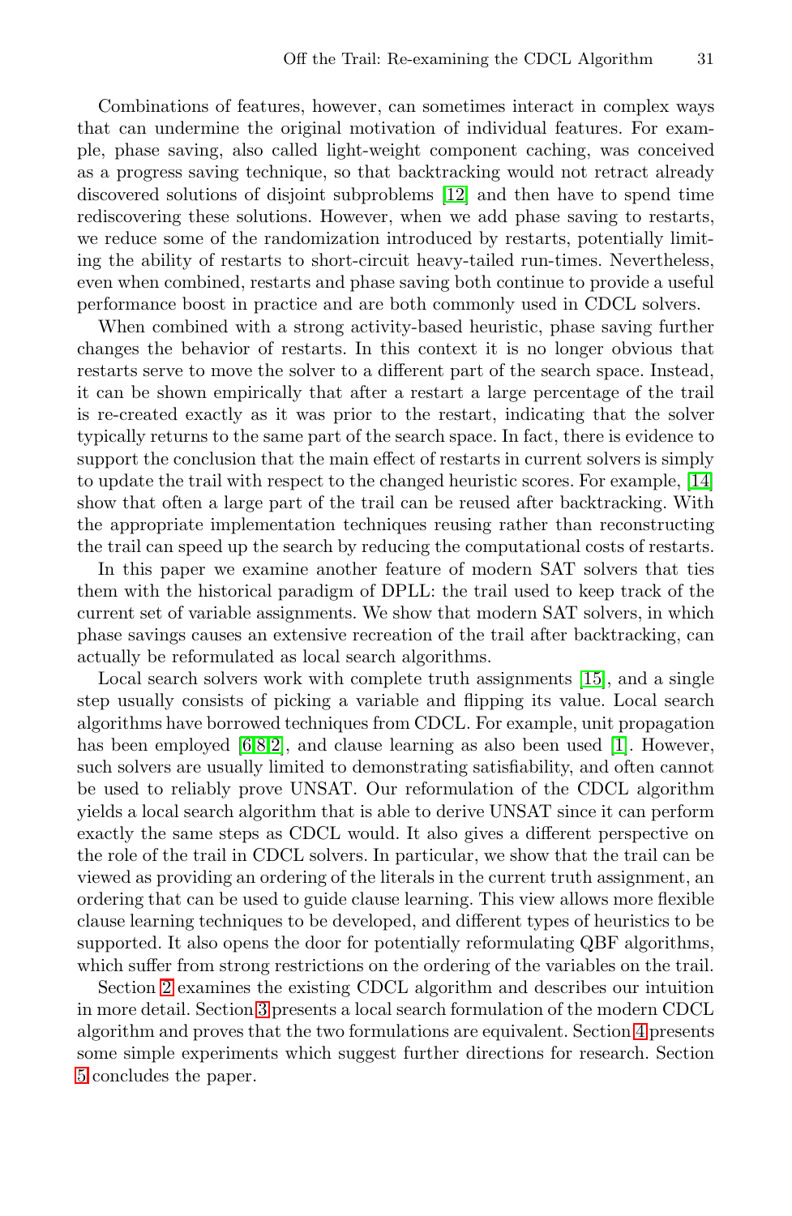Combinations of features, however, can sometimes interact in complex ways that can undermine the original motivation of individual features. For example, phase saving, also called light-weight component caching, was conceived as a progress saving technique, so that backtracking would not retract already discovered solutions of disjoint subproblems [12] and then have to spend time rediscovering these solutions. However, when we add phase saving to restarts, we reduce some of the randomization introduced by restarts, potentially limiting the ability of restarts to short-circuit heavy-tailed run-times. Nevertheless, even when combined, restarts and phase saving both continue to provide a useful performance boost in practice and are both commonly used in CDCL solvers.

When combined with a strong activity-based heuristic, phase saving further changes the behavior of restarts. In this context it is no longer obvious that restarts serve to move the solver to a different part of the search space. Instead, it can be shown empirically that after a restart a large percentage of the trail is re-created exactly as it was prior to the restart, indicating that the solver typically returns to the same part of the search space. In fact, there is evidence to support the conclusion that the main effect of restarts in current solvers is simply to update the trail with respect to the changed heuristic scores. For example, [14] show that often a large part of the trail can be reused after backtracking. With the appropriate implementation techniques reusing rather than reconstructing the trail can speed up the search by reducing the computational costs of restarts.

In this paper we examine another feature of modern SAT solvers that ties them with the historical paradigm of DPLL: the trail used to keep track of the current set of variable assignments. We show that modern SAT solvers, in which phase savings causes an extensive recreation of the trail after backtracking, can actually be reformulated as local search algorithms.

Local search solvers work with complete truth assignments [15], and a single step usually consists of picking a variable and flipping its value. Local search algorithms have borrowed techniques from CDCL. For example, unit propagation has been employed [6,8,2], and clause learning as also been used [1]. However, such solvers are usually limited to demonstrating satisfiability, and often cannot be used to reliably prove UNSAT. Our reformulation of the CDCL algorithm yields a local search algorithm that is able to derive UNSAT since it can perform exactly the same steps as CDCL would. It also gives a different perspective on the role of the trail in CDCL solvers. In particular, we show that the trail can be viewed as providing an ordering of the literals in the current truth assignment, an ordering that can be used to guide clause learning. This view allows more flexible clause learning techniques to be developed, and different types of heuristics to be supported. It also opens the door for potentially reformulating QBF algorithms, which suffer from strong restrictions on the ordering of the variables on the trail.

Section 2 examines the existing CDCL algorithm and describes our intuition in more detail. Section 3 presents a local search formulation of the modern CDCL algorithm and proves that the two formulations are equivalent. Section 4 presents some simple experiments which suggest further directions for research. Section 5 concludes the paper.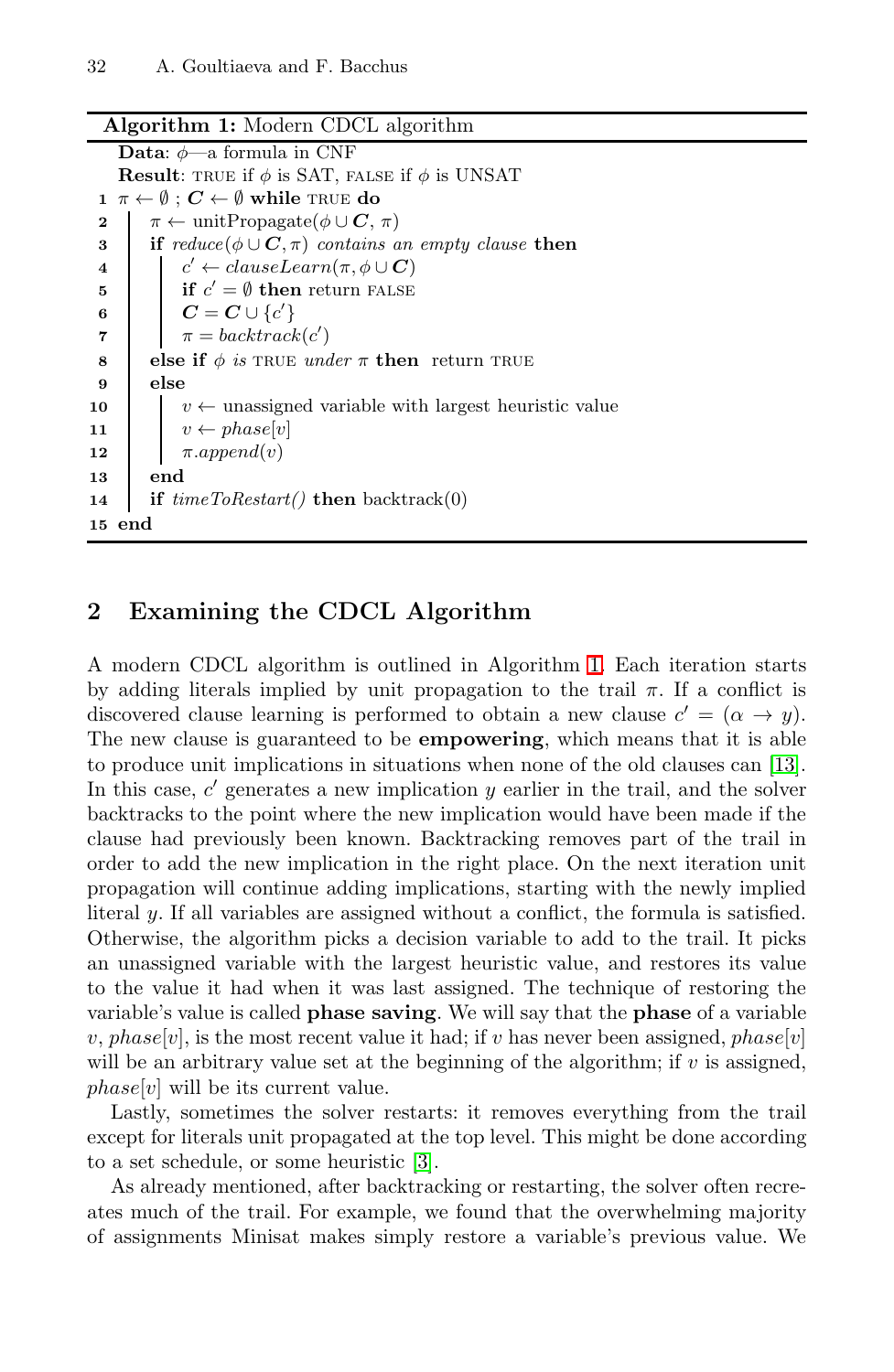**Algorithm 1:** Modern CDCL algorithm

```
   Data: φ—a formula in CNF
   Result: TRUE if φ is SAT, FALSE if φ is UNSAT
1  π ← ∅ ; C ← ∅ while TRUE do
2  |  π ← unitPropagate(φ ∪ C, π)
3  |  if reduce(φ ∪ C, π) contains an empty clause then
4  |  |  c′ ← clauseLearn(π, φ ∪ C)
5  |  |  if c′ = ∅ then return FALSE
6  |  |  C = C ∪ {c′}
7  |  |  π = backtrack(c′)
8  |  else if φ is TRUE under π then return TRUE
9  |  else
10 |  |  v ← unassigned variable with largest heuristic value
11 |  |  v ← phase[v]
12 |  |  π.append(v)
13 |  end
14 |  if timeToRestart() then backtrack(0)
15 end
```

## 2 Examining the CDCL Algorithm

A modern CDCL algorithm is outlined in Algorithm 1. Each iteration starts by adding literals implied by unit propagation to the trail $\pi$. If a conflict is discovered clause learning is performed to obtain a new clause $c' = (\alpha \rightarrow y)$. The new clause is guaranteed to be **empowering**, which means that it is able to produce unit implications in situations when none of the old clauses can [13]. In this case, $c'$ generates a new implication $y$ earlier in the trail, and the solver backtracks to the point where the new implication would have been made if the clause had previously been known. Backtracking removes part of the trail in order to add the new implication in the right place. On the next iteration unit propagation will continue adding implications, starting with the newly implied literal $y$. If all variables are assigned without a conflict, the formula is satisfied. Otherwise, the algorithm picks a decision variable to add to the trail. It picks an unassigned variable with the largest heuristic value, and restores its value to the value it had when it was last assigned. The technique of restoring the variable's value is called **phase saving**. We will say that the **phase** of a variable $v$, $phase[v]$, is the most recent value it had; if $v$ has never been assigned, $phase[v]$ will be an arbitrary value set at the beginning of the algorithm; if $v$ is assigned, $phase[v]$ will be its current value.

Lastly, sometimes the solver restarts: it removes everything from the trail except for literals unit propagated at the top level. This might be done according to a set schedule, or some heuristic [3].

As already mentioned, after backtracking or restarting, the solver often recreates much of the trail. For example, we found that the overwhelming majority of assignments Minisat makes simply restore a variable's previous value. We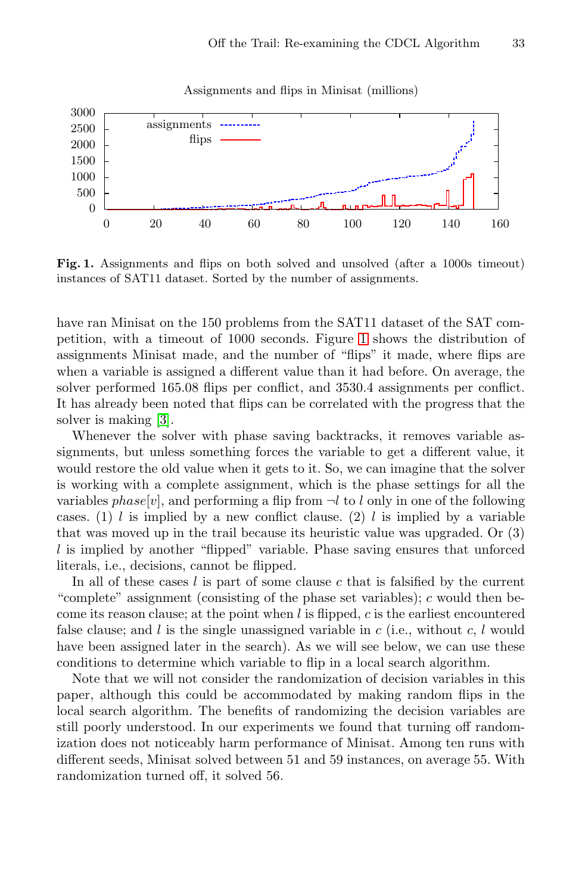Assignments and flips in Minisat (millions)

3000
2500
2000
1500
1000
500
0

0 20 40 60 80 100 120 140 160

assignments
flips

**Fig. 1.** Assignments and flips on both solved and unsolved (after a 1000s timeout) instances of SAT11 dataset. Sorted by the number of assignments.

have ran Minisat on the 150 problems from the SAT11 dataset of the SAT competition, with a timeout of 1000 seconds. Figure 1 shows the distribution of assignments Minisat made, and the number of "flips" it made, where flips are when a variable is assigned a different value than it had before. On average, the solver performed 165.08 flips per conflict, and 3530.4 assignments per conflict. It has already been noted that flips can be correlated with the progress that the solver is making [3].

Whenever the solver with phase saving backtracks, it removes variable assignments, but unless something forces the variable to get a different value, it would restore the old value when it gets to it. So, we can imagine that the solver is working with a complete assignment, which is the phase settings for all the variables $phase[v]$, and performing a flip from $\neg l$ to $l$ only in one of the following cases. (1) $l$ is implied by a new conflict clause. (2) $l$ is implied by a variable that was moved up in the trail because its heuristic value was upgraded. Or (3) $l$ is implied by another "flipped" variable. Phase saving ensures that unforced literals, i.e., decisions, cannot be flipped.

In all of these cases $l$ is part of some clause $c$ that is falsified by the current "complete" assignment (consisting of the phase set variables); $c$ would then become its reason clause; at the point when $l$ is flipped, $c$ is the earliest encountered false clause; and $l$ is the single unassigned variable in $c$ (i.e., without $c$, $l$ would have been assigned later in the search). As we will see below, we can use these conditions to determine which variable to flip in a local search algorithm.

Note that we will not consider the randomization of decision variables in this paper, although this could be accommodated by making random flips in the local search algorithm. The benefits of randomizing the decision variables are still poorly understood. In our experiments we found that turning off randomization does not noticeably harm performance of Minisat. Among ten runs with different seeds, Minisat solved between 51 and 59 instances, on average 55. With randomization turned off, it solved 56.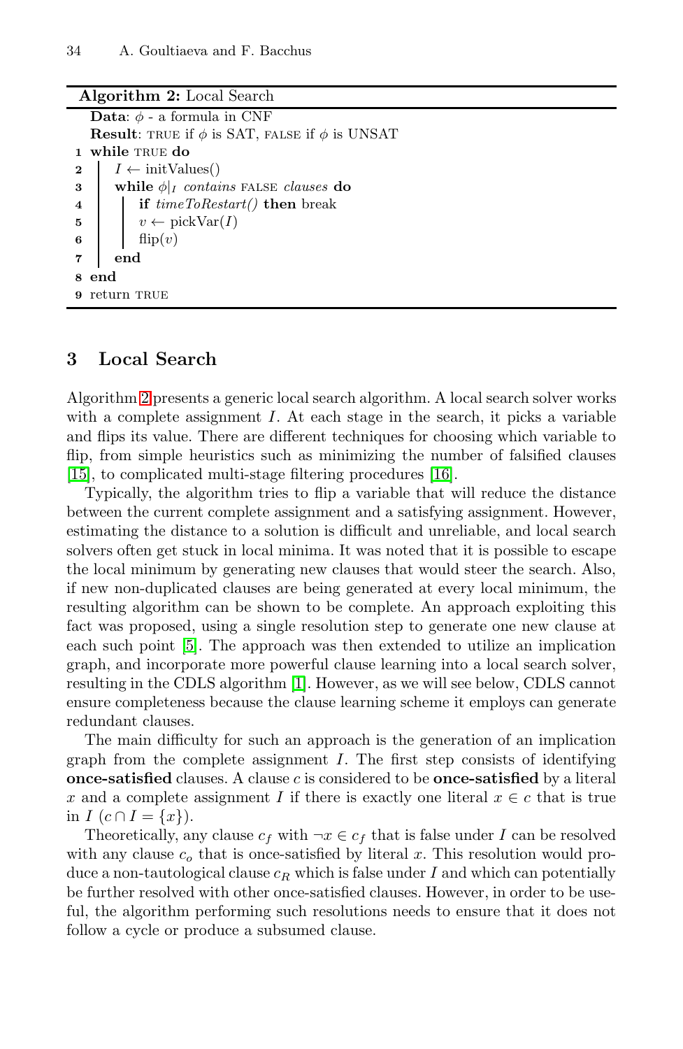**Algorithm 2:** Local Search

```
   Data: φ - a formula in CNF
   Result: TRUE if φ is SAT, FALSE if φ is UNSAT
 1 while TRUE do
 2 |   I ← initValues()
 3 |   while φ|_I contains FALSE clauses do
 4 |   |   if timeToRestart() then break
 5 |   |   v ← pickVar(I)
 6 |   |   flip(v)
 7 |   end
 8 end
 9 return TRUE
```

## 3 Local Search

Algorithm 2 presents a generic local search algorithm. A local search solver works with a complete assignment $I$. At each stage in the search, it picks a variable and flips its value. There are different techniques for choosing which variable to flip, from simple heuristics such as minimizing the number of falsified clauses [15], to complicated multi-stage filtering procedures [16].

Typically, the algorithm tries to flip a variable that will reduce the distance between the current complete assignment and a satisfying assignment. However, estimating the distance to a solution is difficult and unreliable, and local search solvers often get stuck in local minima. It was noted that it is possible to escape the local minimum by generating new clauses that would steer the search. Also, if new non-duplicated clauses are being generated at every local minimum, the resulting algorithm can be shown to be complete. An approach exploiting this fact was proposed, using a single resolution step to generate one new clause at each such point [5]. The approach was then extended to utilize an implication graph, and incorporate more powerful clause learning into a local search solver, resulting in the CDLS algorithm [1]. However, as we will see below, CDLS cannot ensure completeness because the clause learning scheme it employs can generate redundant clauses.

The main difficulty for such an approach is the generation of an implication graph from the complete assignment $I$. The first step consists of identifying **once-satisfied** clauses. A clause $c$ is considered to be **once-satisfied** by a literal $x$ and a complete assignment $I$ if there is exactly one literal $x \in c$ that is true in $I$ ($c \cap I = \{x\}$).

Theoretically, any clause $c_f$ with $\neg x \in c_f$ that is false under $I$ can be resolved with any clause $c_o$ that is once-satisfied by literal $x$. This resolution would produce a non-tautological clause $c_R$ which is false under $I$ and which can potentially be further resolved with other once-satisfied clauses. However, in order to be useful, the algorithm performing such resolutions needs to ensure that it does not follow a cycle or produce a subsumed clause.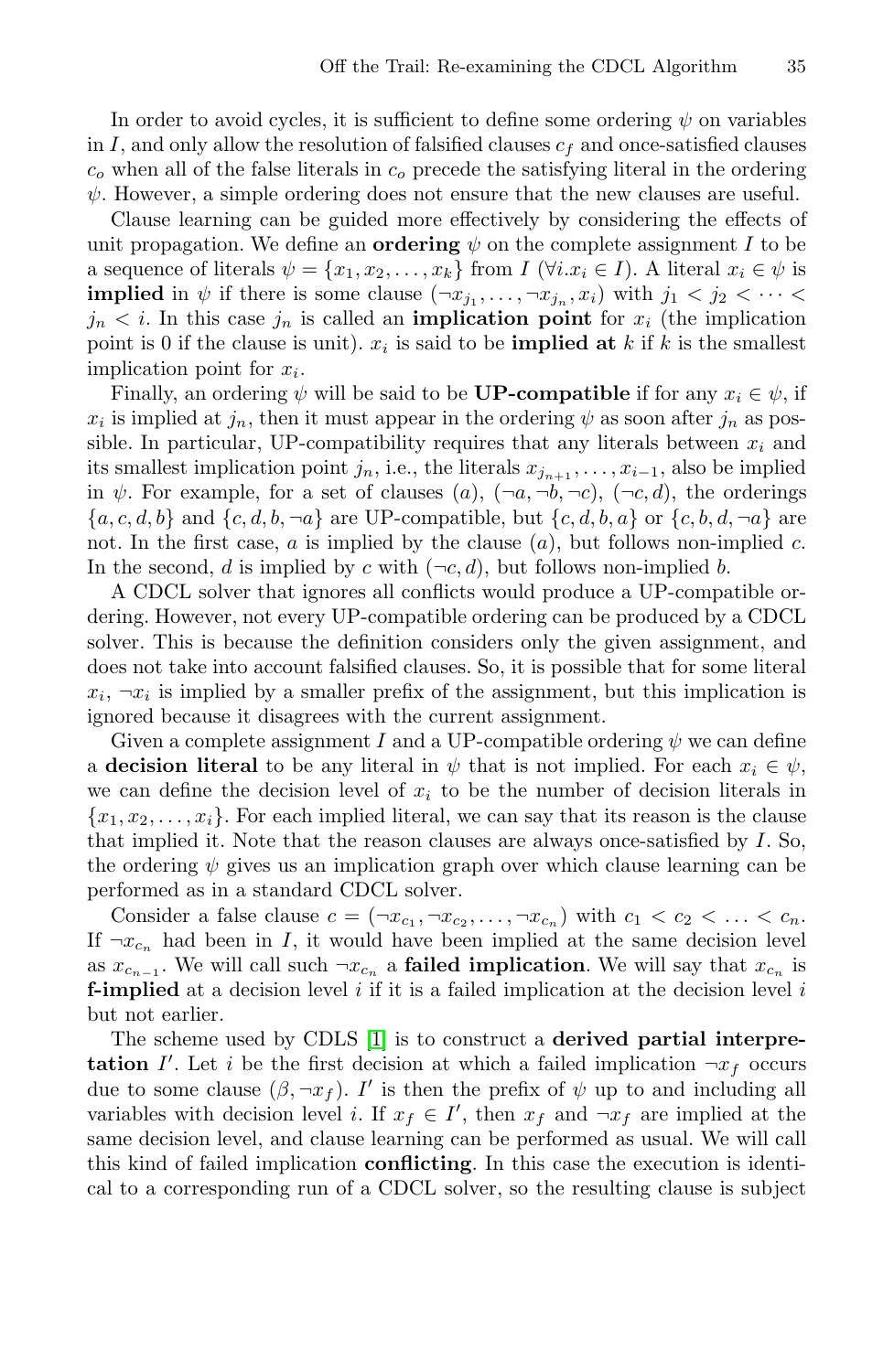In order to avoid cycles, it is sufficient to define some ordering $\psi$ on variables in $I$, and only allow the resolution of falsified clauses $c_f$ and once-satisfied clauses $c_o$ when all of the false literals in $c_o$ precede the satisfying literal in the ordering $\psi$. However, a simple ordering does not ensure that the new clauses are useful.

Clause learning can be guided more effectively by considering the effects of unit propagation. We define an **ordering** $\psi$ on the complete assignment $I$ to be a sequence of literals $\psi = \{x_1, x_2, \ldots, x_k\}$ from $I$ ($\forall i. x_i \in I$). A literal $x_i \in \psi$ is **implied** in $\psi$ if there is some clause $(\neg x_{j_1}, \ldots, \neg x_{j_n}, x_i)$ with $j_1 < j_2 < \cdots < j_n < i$. In this case $j_n$ is called an **implication point** for $x_i$ (the implication point is 0 if the clause is unit). $x_i$ is said to be **implied at** $k$ if $k$ is the smallest implication point for $x_i$.

Finally, an ordering $\psi$ will be said to be **UP-compatible** if for any $x_i \in \psi$, if $x_i$ is implied at $j_n$, then it must appear in the ordering $\psi$ as soon after $j_n$ as possible. In particular, UP-compatibility requires that any literals between $x_i$ and its smallest implication point $j_n$, i.e., the literals $x_{j_{n+1}}, \ldots, x_{i-1}$, also be implied in $\psi$. For example, for a set of clauses $(a)$, $(\neg a, \neg b, \neg c)$, $(\neg c, d)$, the orderings $\{a, c, d, b\}$ and $\{c, d, b, \neg a\}$ are UP-compatible, but $\{c, d, b, a\}$ or $\{c, b, d, \neg a\}$ are not. In the first case, $a$ is implied by the clause $(a)$, but follows non-implied $c$. In the second, $d$ is implied by $c$ with $(\neg c, d)$, but follows non-implied $b$.

A CDCL solver that ignores all conflicts would produce a UP-compatible ordering. However, not every UP-compatible ordering can be produced by a CDCL solver. This is because the definition considers only the given assignment, and does not take into account falsified clauses. So, it is possible that for some literal $x_i$, $\neg x_i$ is implied by a smaller prefix of the assignment, but this implication is ignored because it disagrees with the current assignment.

Given a complete assignment $I$ and a UP-compatible ordering $\psi$ we can define a **decision literal** to be any literal in $\psi$ that is not implied. For each $x_i \in \psi$, we can define the decision level of $x_i$ to be the number of decision literals in $\{x_1, x_2, \ldots, x_i\}$. For each implied literal, we can say that its reason is the clause that implied it. Note that the reason clauses are always once-satisfied by $I$. So, the ordering $\psi$ gives us an implication graph over which clause learning can be performed as in a standard CDCL solver.

Consider a false clause $c = (\neg x_{c_1}, \neg x_{c_2}, \ldots, \neg x_{c_n})$ with $c_1 < c_2 < \ldots < c_n$. If $\neg x_{c_n}$ had been in $I$, it would have been implied at the same decision level as $x_{c_{n-1}}$. We will call such $\neg x_{c_n}$ a **failed implication**. We will say that $x_{c_n}$ is **f-implied** at a decision level $i$ if it is a failed implication at the decision level $i$ but not earlier.

The scheme used by CDLS [1] is to construct a **derived partial interpretation** $I'$. Let $i$ be the first decision at which a failed implication $\neg x_f$ occurs due to some clause $(\beta, \neg x_f)$. $I'$ is then the prefix of $\psi$ up to and including all variables with decision level $i$. If $x_f \in I'$, then $x_f$ and $\neg x_f$ are implied at the same decision level, and clause learning can be performed as usual. We will call this kind of failed implication **conflicting**. In this case the execution is identical to a corresponding run of a CDCL solver, so the resulting clause is subject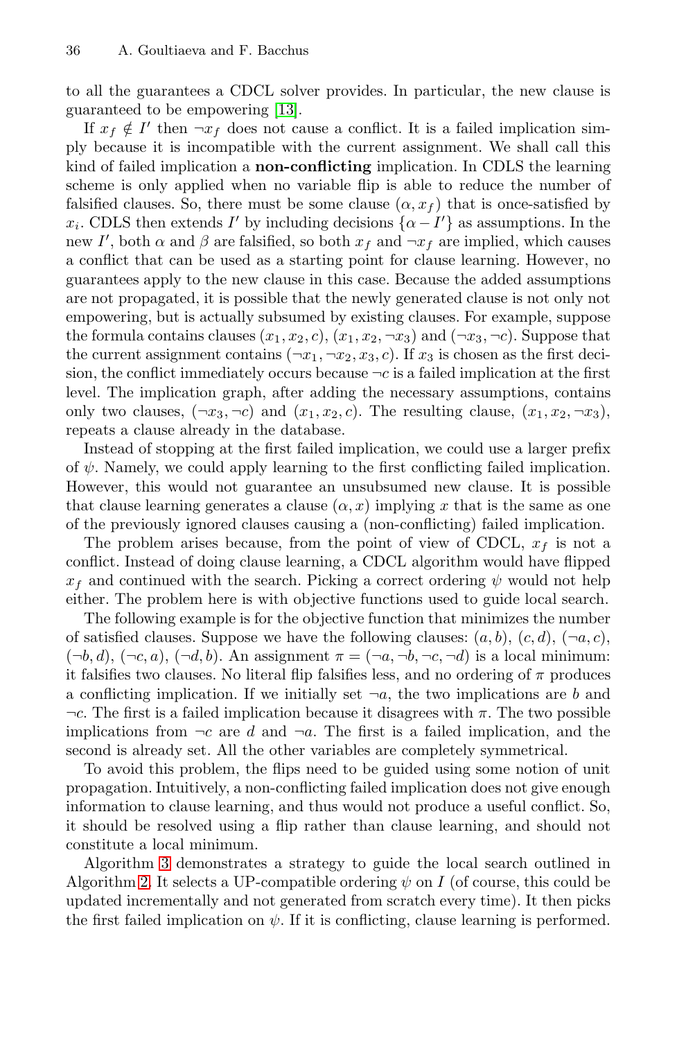to all the guarantees a CDCL solver provides. In particular, the new clause is guaranteed to be empowering [13].

If $x_f \notin I'$ then $\neg x_f$ does not cause a conflict. It is a failed implication simply because it is incompatible with the current assignment. We shall call this kind of failed implication a **non-conflicting** implication. In CDLS the learning scheme is only applied when no variable flip is able to reduce the number of falsified clauses. So, there must be some clause $(\alpha, x_f)$ that is once-satisfied by $x_i$. CDLS then extends $I'$ by including decisions $\{\alpha - I'\}$ as assumptions. In the new $I'$, both $\alpha$ and $\beta$ are falsified, so both $x_f$ and $\neg x_f$ are implied, which causes a conflict that can be used as a starting point for clause learning. However, no guarantees apply to the new clause in this case. Because the added assumptions are not propagated, it is possible that the newly generated clause is not only not empowering, but is actually subsumed by existing clauses. For example, suppose the formula contains clauses $(x_1, x_2, c)$, $(x_1, x_2, \neg x_3)$ and $(\neg x_3, \neg c)$. Suppose that the current assignment contains $(\neg x_1, \neg x_2, x_3, c)$. If $x_3$ is chosen as the first decision, the conflict immediately occurs because $\neg c$ is a failed implication at the first level. The implication graph, after adding the necessary assumptions, contains only two clauses, $(\neg x_3, \neg c)$ and $(x_1, x_2, c)$. The resulting clause, $(x_1, x_2, \neg x_3)$, repeats a clause already in the database.

Instead of stopping at the first failed implication, we could use a larger prefix of $\psi$. Namely, we could apply learning to the first conflicting failed implication. However, this would not guarantee an unsubsumed new clause. It is possible that clause learning generates a clause $(\alpha, x)$ implying $x$ that is the same as one of the previously ignored clauses causing a (non-conflicting) failed implication.

The problem arises because, from the point of view of CDCL, $x_f$ is not a conflict. Instead of doing clause learning, a CDCL algorithm would have flipped $x_f$ and continued with the search. Picking a correct ordering $\psi$ would not help either. The problem here is with objective functions used to guide local search.

The following example is for the objective function that minimizes the number of satisfied clauses. Suppose we have the following clauses: $(a, b)$, $(c, d)$, $(\neg a, c)$, $(\neg b, d)$, $(\neg c, a)$, $(\neg d, b)$. An assignment $\pi = (\neg a, \neg b, \neg c, \neg d)$ is a local minimum: it falsifies two clauses. No literal flip falsifies less, and no ordering of $\pi$ produces a conflicting implication. If we initially set $\neg a$, the two implications are $b$ and $\neg c$. The first is a failed implication because it disagrees with $\pi$. The two possible implications from $\neg c$ are $d$ and $\neg a$. The first is a failed implication, and the second is already set. All the other variables are completely symmetrical.

To avoid this problem, the flips need to be guided using some notion of unit propagation. Intuitively, a non-conflicting failed implication does not give enough information to clause learning, and thus would not produce a useful conflict. So, it should be resolved using a flip rather than clause learning, and should not constitute a local minimum.

Algorithm 3 demonstrates a strategy to guide the local search outlined in Algorithm 2. It selects a UP-compatible ordering $\psi$ on $I$ (of course, this could be updated incrementally and not generated from scratch every time). It then picks the first failed implication on $\psi$. If it is conflicting, clause learning is performed.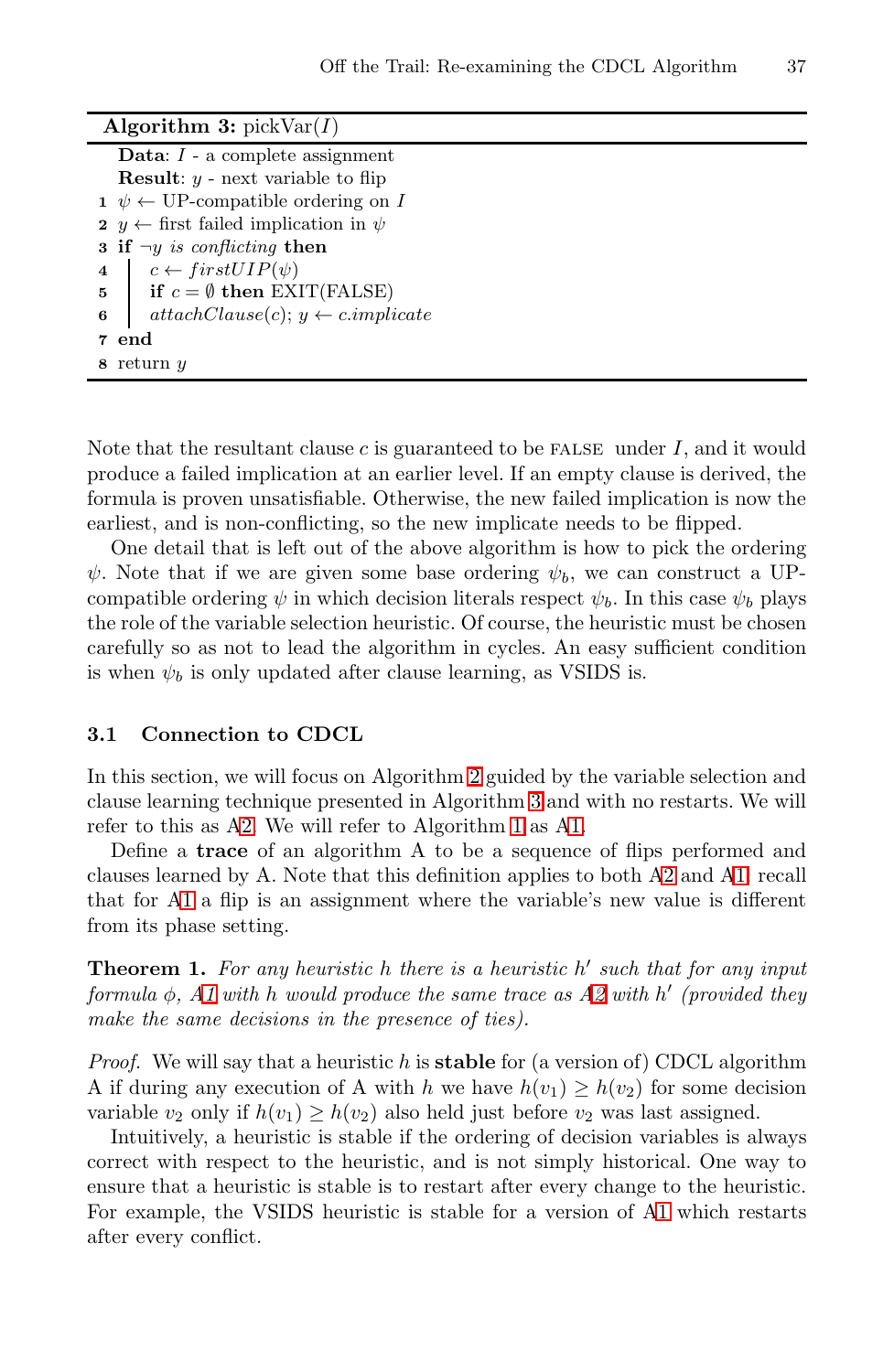**Algorithm 3:** pickVar($I$)

```
  Data: I - a complete assignment
  Result: y - next variable to flip
1 ψ ← UP-compatible ordering on I
2 y ← first failed implication in ψ
3 if ¬y is conflicting then
4 |   c ← firstUIP(ψ)
5 |   if c = ∅ then EXIT(FALSE)
6 |   attachClause(c); y ← c.implicate
7 end
8 return y
```

Note that the resultant clause $c$ is guaranteed to be FALSE under $I$, and it would produce a failed implication at an earlier level. If an empty clause is derived, the formula is proven unsatisfiable. Otherwise, the new failed implication is now the earliest, and is non-conflicting, so the new implicate needs to be flipped.

One detail that is left out of the above algorithm is how to pick the ordering $\psi$. Note that if we are given some base ordering $\psi_b$, we can construct a UP-compatible ordering $\psi$ in which decision literals respect $\psi_b$. In this case $\psi_b$ plays the role of the variable selection heuristic. Of course, the heuristic must be chosen carefully so as not to lead the algorithm in cycles. An easy sufficient condition is when $\psi_b$ is only updated after clause learning, as VSIDS is.

### 3.1 Connection to CDCL

In this section, we will focus on Algorithm 2 guided by the variable selection and clause learning technique presented in Algorithm 3 and with no restarts. We will refer to this as A2. We will refer to Algorithm 1 as A1.

Define a **trace** of an algorithm A to be a sequence of flips performed and clauses learned by A. Note that this definition applies to both A2 and A1, recall that for A1 a flip is an assignment where the variable's new value is different from its phase setting.

**Theorem 1.** *For any heuristic $h$ there is a heuristic $h'$ such that for any input formula $\phi$, A1 with $h$ would produce the same trace as A2 with $h'$ (provided they make the same decisions in the presence of ties).*

*Proof.* We will say that a heuristic $h$ is **stable** for (a version of) CDCL algorithm A if during any execution of A with $h$ we have $h(v_1) \geq h(v_2)$ for some decision variable $v_2$ only if $h(v_1) \geq h(v_2)$ also held just before $v_2$ was last assigned.

Intuitively, a heuristic is stable if the ordering of decision variables is always correct with respect to the heuristic, and is not simply historical. One way to ensure that a heuristic is stable is to restart after every change to the heuristic. For example, the VSIDS heuristic is stable for a version of A1 which restarts after every conflict.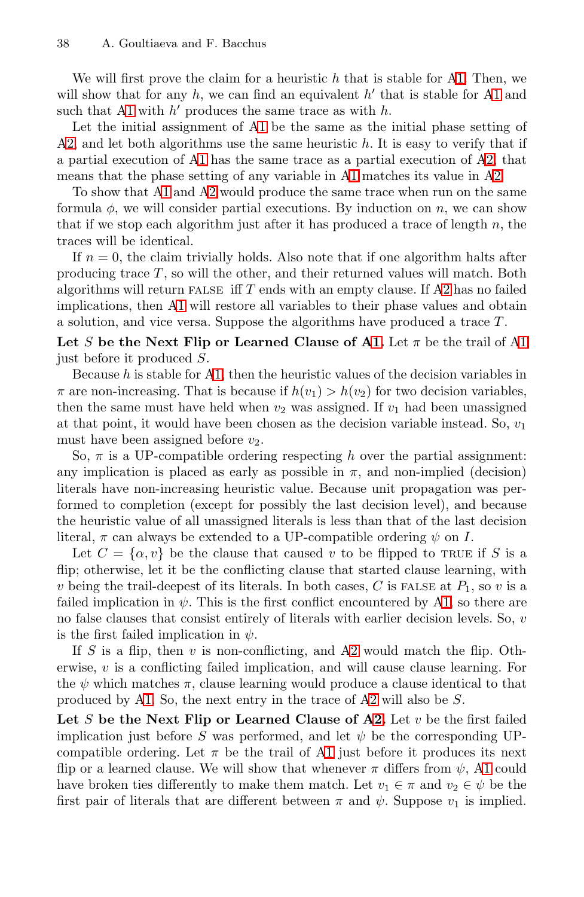We will first prove the claim for a heuristic $h$ that is stable for A1. Then, we will show that for any $h$, we can find an equivalent $h'$ that is stable for A1 and such that A1 with $h'$ produces the same trace as with $h$.

Let the initial assignment of A1 be the same as the initial phase setting of A2, and let both algorithms use the same heuristic $h$. It is easy to verify that if a partial execution of A1 has the same trace as a partial execution of A2, that means that the phase setting of any variable in A1 matches its value in A2.

To show that A1 and A2 would produce the same trace when run on the same formula $\phi$, we will consider partial executions. By induction on $n$, we can show that if we stop each algorithm just after it has produced a trace of length $n$, the traces will be identical.

If $n = 0$, the claim trivially holds. Also note that if one algorithm halts after producing trace $T$, so will the other, and their returned values will match. Both algorithms will return FALSE iff $T$ ends with an empty clause. If A2 has no failed implications, then A1 will restore all variables to their phase values and obtain a solution, and vice versa. Suppose the algorithms have produced a trace $T$.

**Let $S$ be the Next Flip or Learned Clause of A1.** Let $\pi$ be the trail of A1 just before it produced $S$.

Because $h$ is stable for A1, then the heuristic values of the decision variables in $\pi$ are non-increasing. That is because if $h(v_1) > h(v_2)$ for two decision variables, then the same must have held when $v_2$ was assigned. If $v_1$ had been unassigned at that point, it would have been chosen as the decision variable instead. So, $v_1$ must have been assigned before $v_2$.

So, $\pi$ is a UP-compatible ordering respecting $h$ over the partial assignment: any implication is placed as early as possible in $\pi$, and non-implied (decision) literals have non-increasing heuristic value. Because unit propagation was performed to completion (except for possibly the last decision level), and because the heuristic value of all unassigned literals is less than that of the last decision literal, $\pi$ can always be extended to a UP-compatible ordering $\psi$ on $I$.

Let $C = \{\alpha, v\}$ be the clause that caused $v$ to be flipped to TRUE if $S$ is a flip; otherwise, let it be the conflicting clause that started clause learning, with $v$ being the trail-deepest of its literals. In both cases, $C$ is FALSE at $P_1$, so $v$ is a failed implication in $\psi$. This is the first conflict encountered by A1, so there are no false clauses that consist entirely of literals with earlier decision levels. So, $v$ is the first failed implication in $\psi$.

If $S$ is a flip, then $v$ is non-conflicting, and A2 would match the flip. Otherwise, $v$ is a conflicting failed implication, and will cause clause learning. For the $\psi$ which matches $\pi$, clause learning would produce a clause identical to that produced by A1. So, the next entry in the trace of A2 will also be $S$.

**Let $S$ be the Next Flip or Learned Clause of A2.** Let $v$ be the first failed implication just before $S$ was performed, and let $\psi$ be the corresponding UP-compatible ordering. Let $\pi$ be the trail of A1 just before it produces its next flip or a learned clause. We will show that whenever $\pi$ differs from $\psi$, A1 could have broken ties differently to make them match. Let $v_1 \in \pi$ and $v_2 \in \psi$ be the first pair of literals that are different between $\pi$ and $\psi$. Suppose $v_1$ is implied.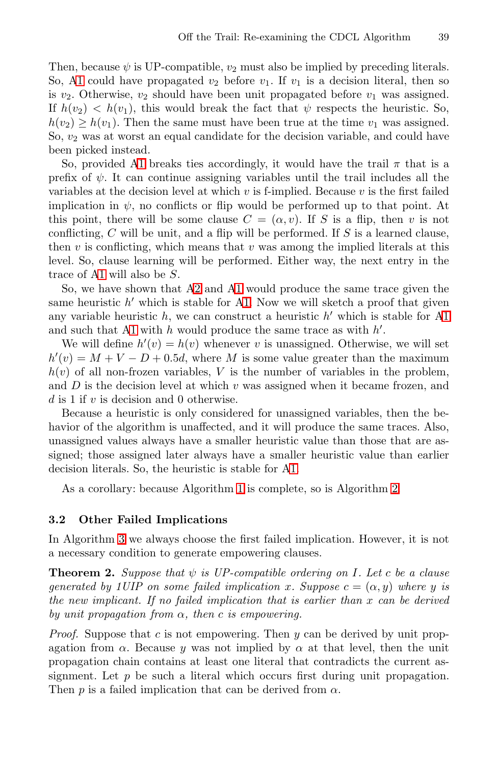Then, because $\psi$ is UP-compatible, $v_2$ must also be implied by preceding literals. So, A1 could have propagated $v_2$ before $v_1$. If $v_1$ is a decision literal, then so is $v_2$. Otherwise, $v_2$ should have been unit propagated before $v_1$ was assigned. If $h(v_2) < h(v_1)$, this would break the fact that $\psi$ respects the heuristic. So, $h(v_2) \geq h(v_1)$. Then the same must have been true at the time $v_1$ was assigned. So, $v_2$ was at worst an equal candidate for the decision variable, and could have been picked instead.

So, provided A1 breaks ties accordingly, it would have the trail $\pi$ that is a prefix of $\psi$. It can continue assigning variables until the trail includes all the variables at the decision level at which $v$ is f-implied. Because $v$ is the first failed implication in $\psi$, no conflicts or flip would be performed up to that point. At this point, there will be some clause $C = (\alpha, v)$. If $S$ is a flip, then $v$ is not conflicting, $C$ will be unit, and a flip will be performed. If $S$ is a learned clause, then $v$ is conflicting, which means that $v$ was among the implied literals at this level. So, clause learning will be performed. Either way, the next entry in the trace of A1 will also be $S$.

So, we have shown that A2 and A1 would produce the same trace given the same heuristic $h'$ which is stable for A1. Now we will sketch a proof that given any variable heuristic $h$, we can construct a heuristic $h'$ which is stable for A1 and such that A1 with $h$ would produce the same trace as with $h'$.

We will define $h'(v) = h(v)$ whenever $v$ is unassigned. Otherwise, we will set $h'(v) = M + V - D + 0.5d$, where $M$ is some value greater than the maximum $h(v)$ of all non-frozen variables, $V$ is the number of variables in the problem, and $D$ is the decision level at which $v$ was assigned when it became frozen, and $d$ is 1 if $v$ is decision and 0 otherwise.

Because a heuristic is only considered for unassigned variables, then the behavior of the algorithm is unaffected, and it will produce the same traces. Also, unassigned values always have a smaller heuristic value than those that are assigned; those assigned later always have a smaller heuristic value than earlier decision literals. So, the heuristic is stable for A1.

As a corollary: because Algorithm 1 is complete, so is Algorithm 2.

### 3.2 Other Failed Implications

In Algorithm 3 we always choose the first failed implication. However, it is not a necessary condition to generate empowering clauses.

**Theorem 2.** *Suppose that $\psi$ is UP-compatible ordering on $I$. Let $c$ be a clause generated by 1UIP on some failed implication $x$. Suppose $c = (\alpha, y)$ where $y$ is the new implicant. If no failed implication that is earlier than $x$ can be derived by unit propagation from $\alpha$, then $c$ is empowering.*

*Proof.* Suppose that $c$ is not empowering. Then $y$ can be derived by unit propagation from $\alpha$. Because $y$ was not implied by $\alpha$ at that level, then the unit propagation chain contains at least one literal that contradicts the current assignment. Let $p$ be such a literal which occurs first during unit propagation. Then $p$ is a failed implication that can be derived from $\alpha$.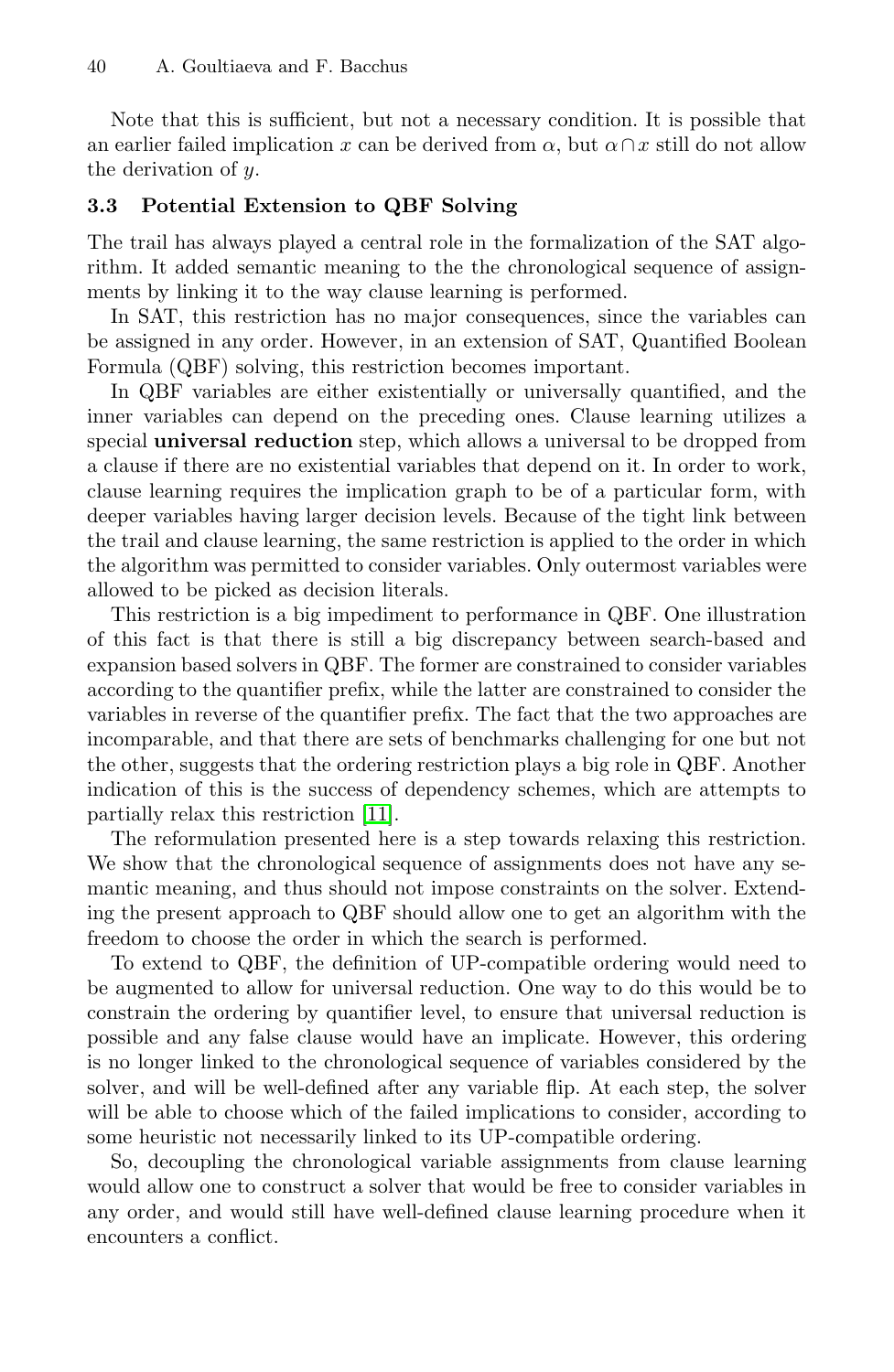Note that this is sufficient, but not a necessary condition. It is possible that an earlier failed implication $x$ can be derived from $\alpha$, but $\alpha \cap x$ still do not allow the derivation of $y$.

### 3.3 Potential Extension to QBF Solving

The trail has always played a central role in the formalization of the SAT algorithm. It added semantic meaning to the the chronological sequence of assignments by linking it to the way clause learning is performed.

In SAT, this restriction has no major consequences, since the variables can be assigned in any order. However, in an extension of SAT, Quantified Boolean Formula (QBF) solving, this restriction becomes important.

In QBF variables are either existentially or universally quantified, and the inner variables can depend on the preceding ones. Clause learning utilizes a special **universal reduction** step, which allows a universal to be dropped from a clause if there are no existential variables that depend on it. In order to work, clause learning requires the implication graph to be of a particular form, with deeper variables having larger decision levels. Because of the tight link between the trail and clause learning, the same restriction is applied to the order in which the algorithm was permitted to consider variables. Only outermost variables were allowed to be picked as decision literals.

This restriction is a big impediment to performance in QBF. One illustration of this fact is that there is still a big discrepancy between search-based and expansion based solvers in QBF. The former are constrained to consider variables according to the quantifier prefix, while the latter are constrained to consider the variables in reverse of the quantifier prefix. The fact that the two approaches are incomparable, and that there are sets of benchmarks challenging for one but not the other, suggests that the ordering restriction plays a big role in QBF. Another indication of this is the success of dependency schemes, which are attempts to partially relax this restriction [11].

The reformulation presented here is a step towards relaxing this restriction. We show that the chronological sequence of assignments does not have any semantic meaning, and thus should not impose constraints on the solver. Extending the present approach to QBF should allow one to get an algorithm with the freedom to choose the order in which the search is performed.

To extend to QBF, the definition of UP-compatible ordering would need to be augmented to allow for universal reduction. One way to do this would be to constrain the ordering by quantifier level, to ensure that universal reduction is possible and any false clause would have an implicate. However, this ordering is no longer linked to the chronological sequence of variables considered by the solver, and will be well-defined after any variable flip. At each step, the solver will be able to choose which of the failed implications to consider, according to some heuristic not necessarily linked to its UP-compatible ordering.

So, decoupling the chronological variable assignments from clause learning would allow one to construct a solver that would be free to consider variables in any order, and would still have well-defined clause learning procedure when it encounters a conflict.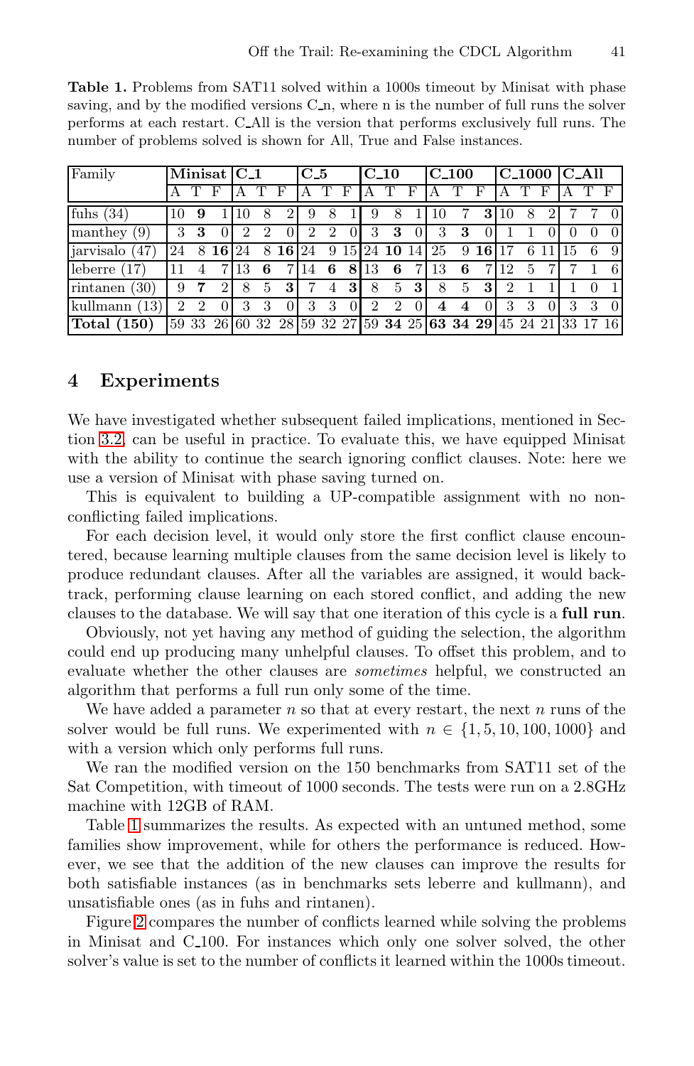**Table 1.** Problems from SAT11 solved within a 1000s timeout by Minisat with phase saving, and by the modified versions C_n, where n is the number of full runs the solver performs at each restart. C_All is the version that performs exclusively full runs. The number of problems solved is shown for All, True and False instances.

| Family | **Minisat** | | | **C_1** | | | **C_5** | | | **C_10** | | | **C_100** | | | **C_1000** | | | **C_All** | | |
|---|---|---|---|---|---|---|---|---|---|---|---|---|---|---|---|---|---|---|---|---|---|
| | A | T | F | A | T | F | A | T | F | A | T | F | A | T | F | A | T | F | A | T | F |
| fuhs (34) | 10 | **9** | 1 | 10 | 8 | 2 | 9 | 8 | 1 | 9 | 8 | 1 | 10 | 7 | **3** | 10 | 8 | 2 | 7 | 7 | 0 |
| manthey (9) | 3 | **3** | 0 | 2 | 2 | 0 | 2 | 2 | 0 | 3 | **3** | 0 | 3 | **3** | 0 | 1 | 1 | 0 | 0 | 0 | 0 |
| jarvisalo (47) | 24 | 8 | **16** | 24 | 8 | **16** | 24 | 9 | 15 | 24 | **10** | 14 | 25 | 9 | **16** | 17 | 6 | 11 | 15 | 6 | 9 |
| leberre (17) | 11 | 4 | 7 | 13 | **6** | 7 | 14 | **6** | **8** | 13 | **6** | 7 | 13 | **6** | 7 | 12 | 5 | 7 | 7 | 1 | 6 |
| rintanen (30) | 9 | **7** | 2 | 8 | 5 | **3** | 7 | 4 | **3** | 8 | 5 | **3** | 8 | 5 | **3** | 2 | 1 | 1 | 1 | 0 | 1 |
| kullmann (13) | 2 | 2 | 0 | 3 | 3 | 0 | 3 | 3 | 0 | 2 | 2 | 0 | **4** | **4** | 0 | 3 | 3 | 0 | 3 | 3 | 0 |
| **Total (150)** | 59 | 33 | 26 | 60 | 32 | 28 | 59 | 32 | 27 | 59 | **34** | 25 | **63** | **34** | **29** | 45 | 24 | 21 | 33 | 17 | 16 |

## 4 Experiments

We have investigated whether subsequent failed implications, mentioned in Section 3.2, can be useful in practice. To evaluate this, we have equipped Minisat with the ability to continue the search ignoring conflict clauses. Note: here we use a version of Minisat with phase saving turned on.

This is equivalent to building a UP-compatible assignment with no non-conflicting failed implications.

For each decision level, it would only store the first conflict clause encountered, because learning multiple clauses from the same decision level is likely to produce redundant clauses. After all the variables are assigned, it would backtrack, performing clause learning on each stored conflict, and adding the new clauses to the database. We will say that one iteration of this cycle is a **full run**.

Obviously, not yet having any method of guiding the selection, the algorithm could end up producing many unhelpful clauses. To offset this problem, and to evaluate whether the other clauses are *sometimes* helpful, we constructed an algorithm that performs a full run only some of the time.

We have added a parameter $n$ so that at every restart, the next $n$ runs of the solver would be full runs. We experimented with $n \in \{1, 5, 10, 100, 1000\}$ and with a version which only performs full runs.

We ran the modified version on the 150 benchmarks from SAT11 set of the Sat Competition, with timeout of 1000 seconds. The tests were run on a 2.8GHz machine with 12GB of RAM.

Table 1 summarizes the results. As expected with an untuned method, some families show improvement, while for others the performance is reduced. However, we see that the addition of the new clauses can improve the results for both satisfiable instances (as in benchmarks sets leberre and kullmann), and unsatisfiable ones (as in fuhs and rintanen).

Figure 2 compares the number of conflicts learned while solving the problems in Minisat and C_100. For instances which only one solver solved, the other solver's value is set to the number of conflicts it learned within the 1000s timeout.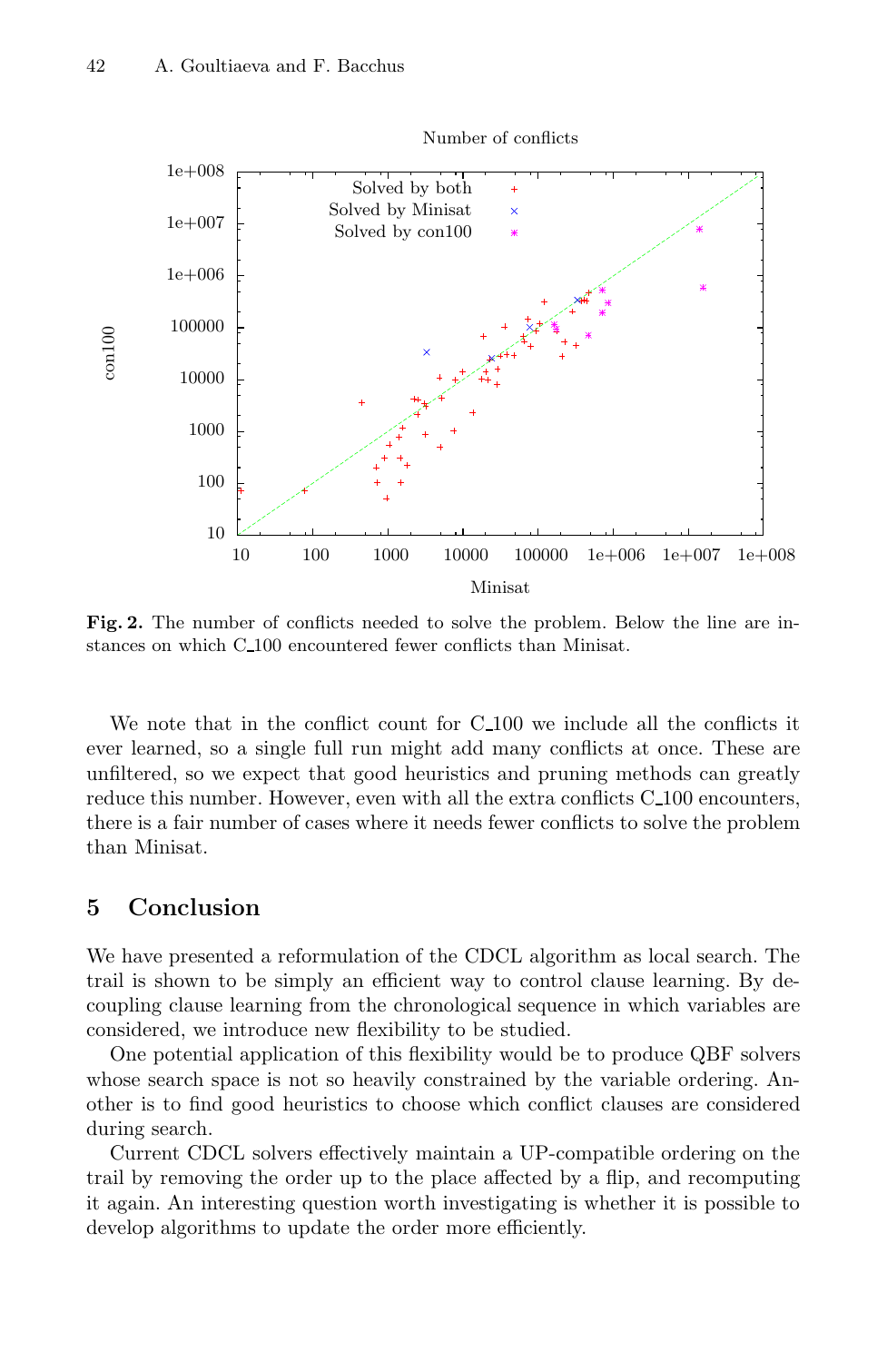Number of conflicts

Solved by both
Solved by Minisat
Solved by con100

con100

1e+008
1e+007
1e+006
100000
10000
1000
100
10

10 100 1000 10000 100000 1e+006 1e+007 1e+008

Minisat

**Fig. 2.** The number of conflicts needed to solve the problem. Below the line are instances on which C_100 encountered fewer conflicts than Minisat.

We note that in the conflict count for C_100 we include all the conflicts it ever learned, so a single full run might add many conflicts at once. These are unfiltered, so we expect that good heuristics and pruning methods can greatly reduce this number. However, even with all the extra conflicts C_100 encounters, there is a fair number of cases where it needs fewer conflicts to solve the problem than Minisat.

## 5 Conclusion

We have presented a reformulation of the CDCL algorithm as local search. The trail is shown to be simply an efficient way to control clause learning. By decoupling clause learning from the chronological sequence in which variables are considered, we introduce new flexibility to be studied.

One potential application of this flexibility would be to produce QBF solvers whose search space is not so heavily constrained by the variable ordering. Another is to find good heuristics to choose which conflict clauses are considered during search.

Current CDCL solvers effectively maintain a UP-compatible ordering on the trail by removing the order up to the place affected by a flip, and recomputing it again. An interesting question worth investigating is whether it is possible to develop algorithms to update the order more efficiently.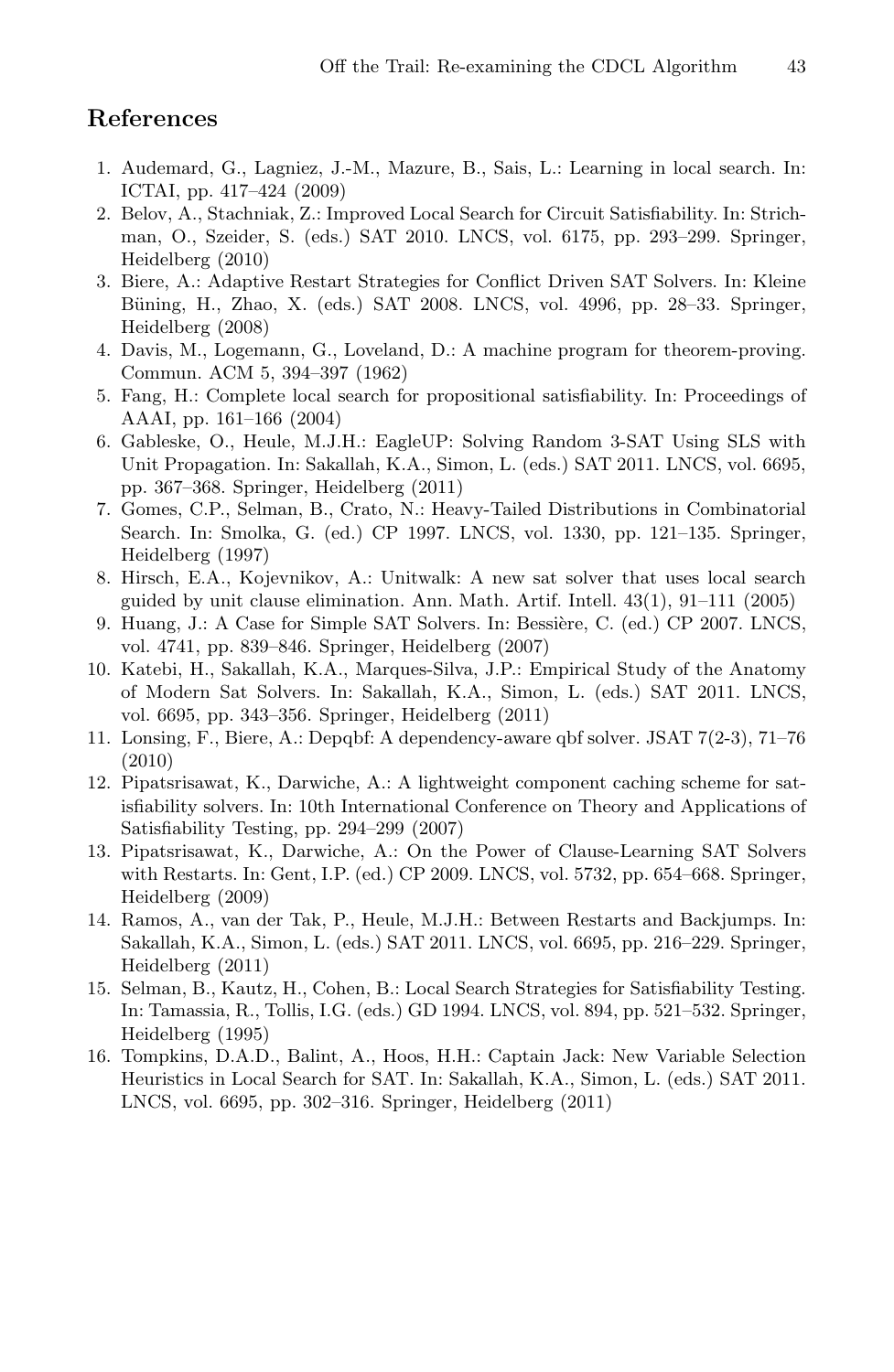## References

1. Audemard, G., Lagniez, J.-M., Mazure, B., Sais, L.: Learning in local search. In: ICTAI, pp. 417–424 (2009)
2. Belov, A., Stachniak, Z.: Improved Local Search for Circuit Satisfiability. In: Strichman, O., Szeider, S. (eds.) SAT 2010. LNCS, vol. 6175, pp. 293–299. Springer, Heidelberg (2010)
3. Biere, A.: Adaptive Restart Strategies for Conflict Driven SAT Solvers. In: Kleine Büning, H., Zhao, X. (eds.) SAT 2008. LNCS, vol. 4996, pp. 28–33. Springer, Heidelberg (2008)
4. Davis, M., Logemann, G., Loveland, D.: A machine program for theorem-proving. Commun. ACM 5, 394–397 (1962)
5. Fang, H.: Complete local search for propositional satisfiability. In: Proceedings of AAAI, pp. 161–166 (2004)
6. Gableske, O., Heule, M.J.H.: EagleUP: Solving Random 3-SAT Using SLS with Unit Propagation. In: Sakallah, K.A., Simon, L. (eds.) SAT 2011. LNCS, vol. 6695, pp. 367–368. Springer, Heidelberg (2011)
7. Gomes, C.P., Selman, B., Crato, N.: Heavy-Tailed Distributions in Combinatorial Search. In: Smolka, G. (ed.) CP 1997. LNCS, vol. 1330, pp. 121–135. Springer, Heidelberg (1997)
8. Hirsch, E.A., Kojevnikov, A.: Unitwalk: A new sat solver that uses local search guided by unit clause elimination. Ann. Math. Artif. Intell. 43(1), 91–111 (2005)
9. Huang, J.: A Case for Simple SAT Solvers. In: Bessière, C. (ed.) CP 2007. LNCS, vol. 4741, pp. 839–846. Springer, Heidelberg (2007)
10. Katebi, H., Sakallah, K.A., Marques-Silva, J.P.: Empirical Study of the Anatomy of Modern Sat Solvers. In: Sakallah, K.A., Simon, L. (eds.) SAT 2011. LNCS, vol. 6695, pp. 343–356. Springer, Heidelberg (2011)
11. Lonsing, F., Biere, A.: Depqbf: A dependency-aware qbf solver. JSAT 7(2-3), 71–76 (2010)
12. Pipatsrisawat, K., Darwiche, A.: A lightweight component caching scheme for satisfiability solvers. In: 10th International Conference on Theory and Applications of Satisfiability Testing, pp. 294–299 (2007)
13. Pipatsrisawat, K., Darwiche, A.: On the Power of Clause-Learning SAT Solvers with Restarts. In: Gent, I.P. (ed.) CP 2009. LNCS, vol. 5732, pp. 654–668. Springer, Heidelberg (2009)
14. Ramos, A., van der Tak, P., Heule, M.J.H.: Between Restarts and Backjumps. In: Sakallah, K.A., Simon, L. (eds.) SAT 2011. LNCS, vol. 6695, pp. 216–229. Springer, Heidelberg (2011)
15. Selman, B., Kautz, H., Cohen, B.: Local Search Strategies for Satisfiability Testing. In: Tamassia, R., Tollis, I.G. (eds.) GD 1994. LNCS, vol. 894, pp. 521–532. Springer, Heidelberg (1995)
16. Tompkins, D.A.D., Balint, A., Hoos, H.H.: Captain Jack: New Variable Selection Heuristics in Local Search for SAT. In: Sakallah, K.A., Simon, L. (eds.) SAT 2011. LNCS, vol. 6695, pp. 302–316. Springer, Heidelberg (2011)